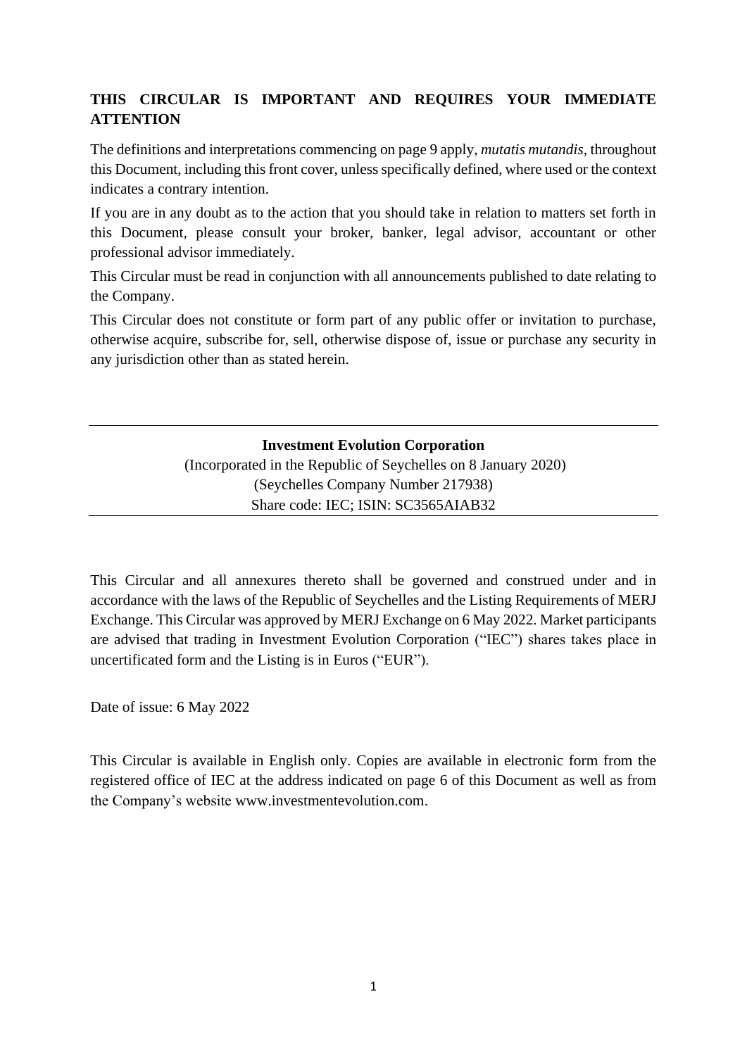**THIS CIRCULAR IS IMPORTANT AND REQUIRES YOUR IMMEDIATE ATTENTION**

The definitions and interpretations commencing on page 9 apply, *mutatis mutandis*, throughout this Document, including this front cover, unless specifically defined, where used or the context indicates a contrary intention.

If you are in any doubt as to the action that you should take in relation to matters set forth in this Document, please consult your broker, banker, legal advisor, accountant or other professional advisor immediately.

This Circular must be read in conjunction with all announcements published to date relating to the Company.

This Circular does not constitute or form part of any public offer or invitation to purchase, otherwise acquire, subscribe for, sell, otherwise dispose of, issue or purchase any security in any jurisdiction other than as stated herein.

---

**Investment Evolution Corporation**
(Incorporated in the Republic of Seychelles on 8 January 2020)
(Seychelles Company Number 217938)
Share code: IEC; ISIN: SC3565AIAB32

---

This Circular and all annexures thereto shall be governed and construed under and in accordance with the laws of the Republic of Seychelles and the Listing Requirements of MERJ Exchange. This Circular was approved by MERJ Exchange on 6 May 2022. Market participants are advised that trading in Investment Evolution Corporation ("IEC") shares takes place in uncertificated form and the Listing is in Euros ("EUR").

Date of issue: 6 May 2022

This Circular is available in English only. Copies are available in electronic form from the registered office of IEC at the address indicated on page 6 of this Document as well as from the Company's website www.investmentevolution.com.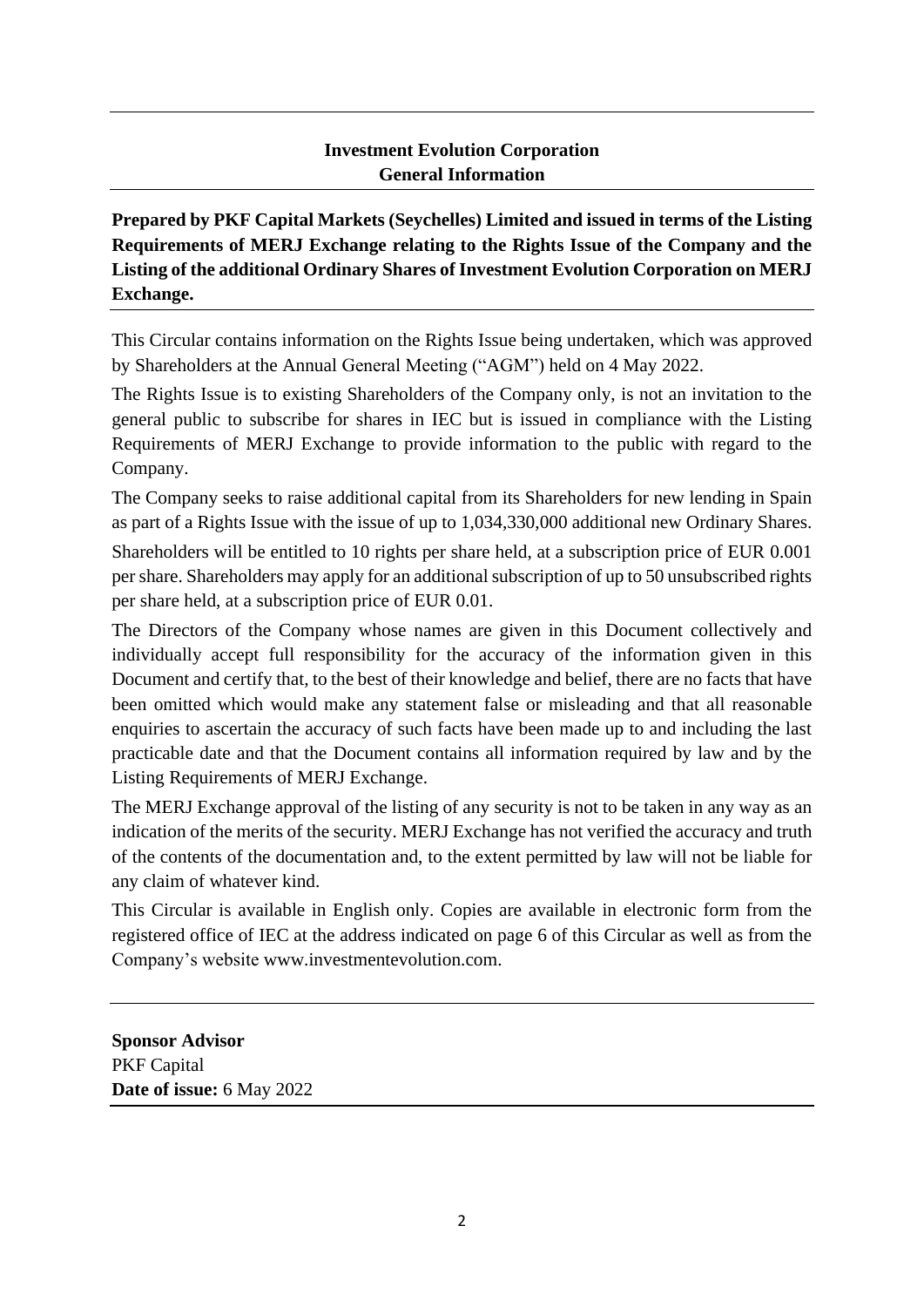**Investment Evolution Corporation**
**General Information**

**Prepared by PKF Capital Markets (Seychelles) Limited and issued in terms of the Listing Requirements of MERJ Exchange relating to the Rights Issue of the Company and the Listing of the additional Ordinary Shares of Investment Evolution Corporation on MERJ Exchange.**

This Circular contains information on the Rights Issue being undertaken, which was approved by Shareholders at the Annual General Meeting ("AGM") held on 4 May 2022.

The Rights Issue is to existing Shareholders of the Company only, is not an invitation to the general public to subscribe for shares in IEC but is issued in compliance with the Listing Requirements of MERJ Exchange to provide information to the public with regard to the Company.

The Company seeks to raise additional capital from its Shareholders for new lending in Spain as part of a Rights Issue with the issue of up to 1,034,330,000 additional new Ordinary Shares.

Shareholders will be entitled to 10 rights per share held, at a subscription price of EUR 0.001 per share. Shareholders may apply for an additional subscription of up to 50 unsubscribed rights per share held, at a subscription price of EUR 0.01.

The Directors of the Company whose names are given in this Document collectively and individually accept full responsibility for the accuracy of the information given in this Document and certify that, to the best of their knowledge and belief, there are no facts that have been omitted which would make any statement false or misleading and that all reasonable enquiries to ascertain the accuracy of such facts have been made up to and including the last practicable date and that the Document contains all information required by law and by the Listing Requirements of MERJ Exchange.

The MERJ Exchange approval of the listing of any security is not to be taken in any way as an indication of the merits of the security. MERJ Exchange has not verified the accuracy and truth of the contents of the documentation and, to the extent permitted by law will not be liable for any claim of whatever kind.

This Circular is available in English only. Copies are available in electronic form from the registered office of IEC at the address indicated on page 6 of this Circular as well as from the Company's website www.investmentevolution.com.

**Sponsor Advisor**
PKF Capital
**Date of issue:** 6 May 2022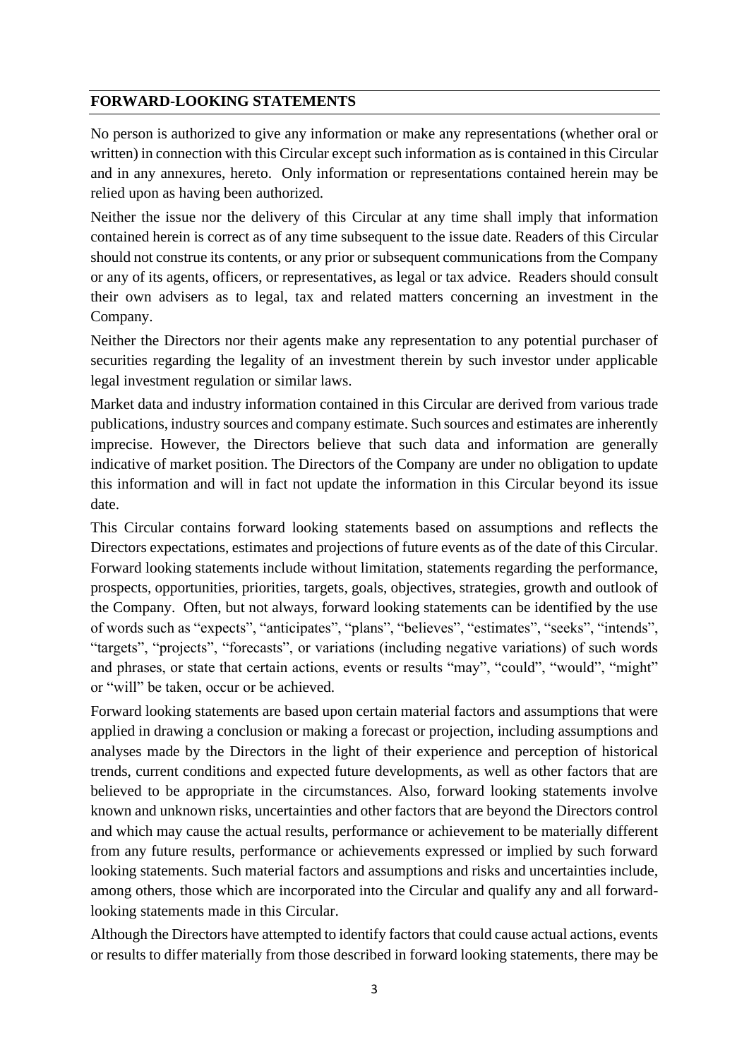## FORWARD-LOOKING STATEMENTS

No person is authorized to give any information or make any representations (whether oral or written) in connection with this Circular except such information as is contained in this Circular and in any annexures, hereto. Only information or representations contained herein may be relied upon as having been authorized.

Neither the issue nor the delivery of this Circular at any time shall imply that information contained herein is correct as of any time subsequent to the issue date. Readers of this Circular should not construe its contents, or any prior or subsequent communications from the Company or any of its agents, officers, or representatives, as legal or tax advice. Readers should consult their own advisers as to legal, tax and related matters concerning an investment in the Company.

Neither the Directors nor their agents make any representation to any potential purchaser of securities regarding the legality of an investment therein by such investor under applicable legal investment regulation or similar laws.

Market data and industry information contained in this Circular are derived from various trade publications, industry sources and company estimate. Such sources and estimates are inherently imprecise. However, the Directors believe that such data and information are generally indicative of market position. The Directors of the Company are under no obligation to update this information and will in fact not update the information in this Circular beyond its issue date.

This Circular contains forward looking statements based on assumptions and reflects the Directors expectations, estimates and projections of future events as of the date of this Circular. Forward looking statements include without limitation, statements regarding the performance, prospects, opportunities, priorities, targets, goals, objectives, strategies, growth and outlook of the Company. Often, but not always, forward looking statements can be identified by the use of words such as "expects", "anticipates", "plans", "believes", "estimates", "seeks", "intends", "targets", "projects", "forecasts", or variations (including negative variations) of such words and phrases, or state that certain actions, events or results "may", "could", "would", "might" or "will" be taken, occur or be achieved.

Forward looking statements are based upon certain material factors and assumptions that were applied in drawing a conclusion or making a forecast or projection, including assumptions and analyses made by the Directors in the light of their experience and perception of historical trends, current conditions and expected future developments, as well as other factors that are believed to be appropriate in the circumstances. Also, forward looking statements involve known and unknown risks, uncertainties and other factors that are beyond the Directors control and which may cause the actual results, performance or achievement to be materially different from any future results, performance or achievements expressed or implied by such forward looking statements. Such material factors and assumptions and risks and uncertainties include, among others, those which are incorporated into the Circular and qualify any and all forward-looking statements made in this Circular.

Although the Directors have attempted to identify factors that could cause actual actions, events or results to differ materially from those described in forward looking statements, there may be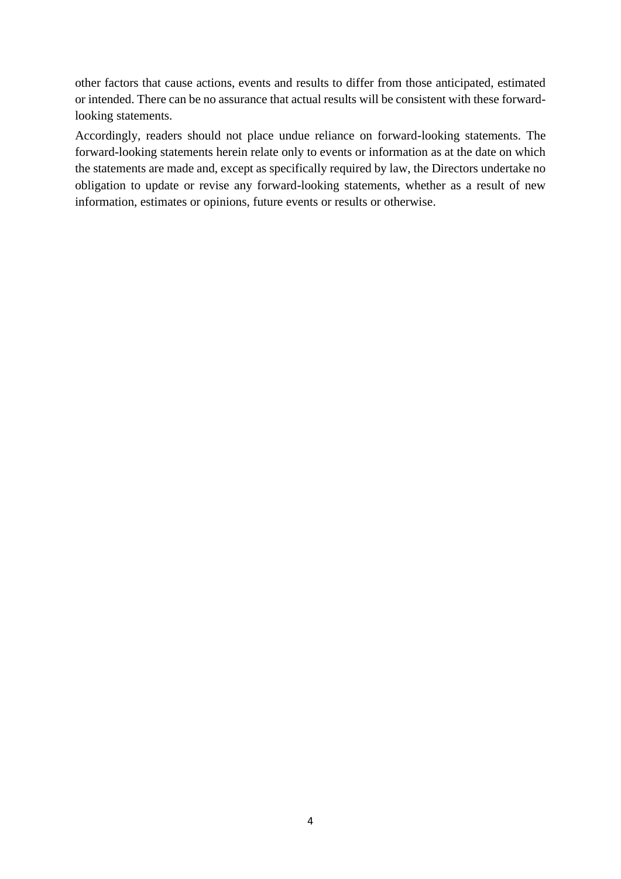other factors that cause actions, events and results to differ from those anticipated, estimated or intended. There can be no assurance that actual results will be consistent with these forward-looking statements.

Accordingly, readers should not place undue reliance on forward-looking statements. The forward-looking statements herein relate only to events or information as at the date on which the statements are made and, except as specifically required by law, the Directors undertake no obligation to update or revise any forward-looking statements, whether as a result of new information, estimates or opinions, future events or results or otherwise.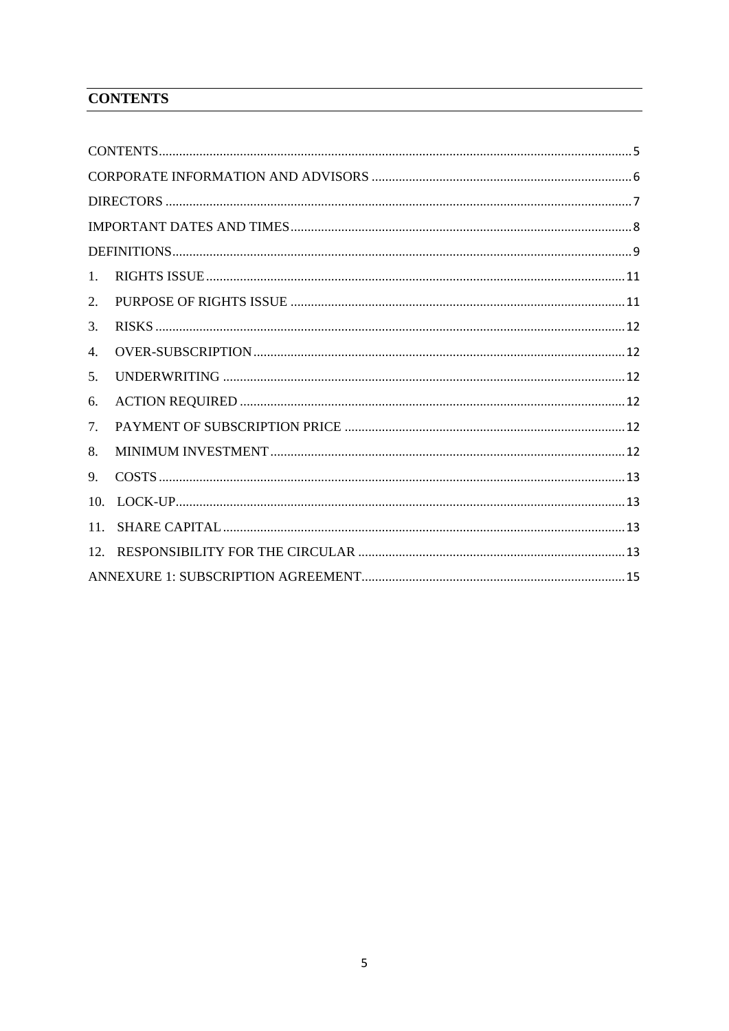## CONTENTS

CONTENTS .......... 5

CORPORATE INFORMATION AND ADVISORS .......... 6

DIRECTORS .......... 7

IMPORTANT DATES AND TIMES .......... 8

DEFINITIONS .......... 9

1. RIGHTS ISSUE .......... 11
2. PURPOSE OF RIGHTS ISSUE .......... 11
3. RISKS .......... 12
4. OVER-SUBSCRIPTION .......... 12
5. UNDERWRITING .......... 12
6. ACTION REQUIRED .......... 12
7. PAYMENT OF SUBSCRIPTION PRICE .......... 12
8. MINIMUM INVESTMENT .......... 12
9. COSTS .......... 13
10. LOCK-UP .......... 13
11. SHARE CAPITAL .......... 13
12. RESPONSIBILITY FOR THE CIRCULAR .......... 13

ANNEXURE 1: SUBSCRIPTION AGREEMENT .......... 15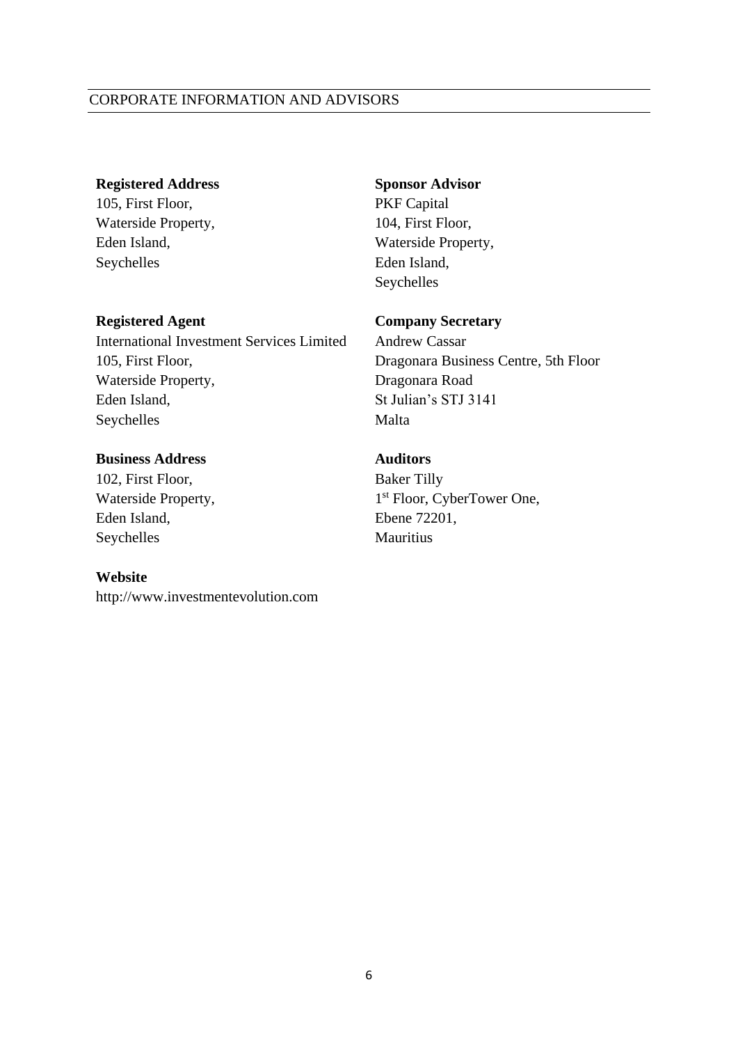## CORPORATE INFORMATION AND ADVISORS

**Registered Address**
105, First Floor,
Waterside Property,
Eden Island,
Seychelles

**Registered Agent**
International Investment Services Limited
105, First Floor,
Waterside Property,
Eden Island,
Seychelles

**Business Address**
102, First Floor,
Waterside Property,
Eden Island,
Seychelles

**Website**
http://www.investmentevolution.com

**Sponsor Advisor**
PKF Capital
104, First Floor,
Waterside Property,
Eden Island,
Seychelles

**Company Secretary**
Andrew Cassar
Dragonara Business Centre, 5th Floor
Dragonara Road
St Julian's STJ 3141
Malta

**Auditors**
Baker Tilly
1st Floor, CyberTower One,
Ebene 72201,
Mauritius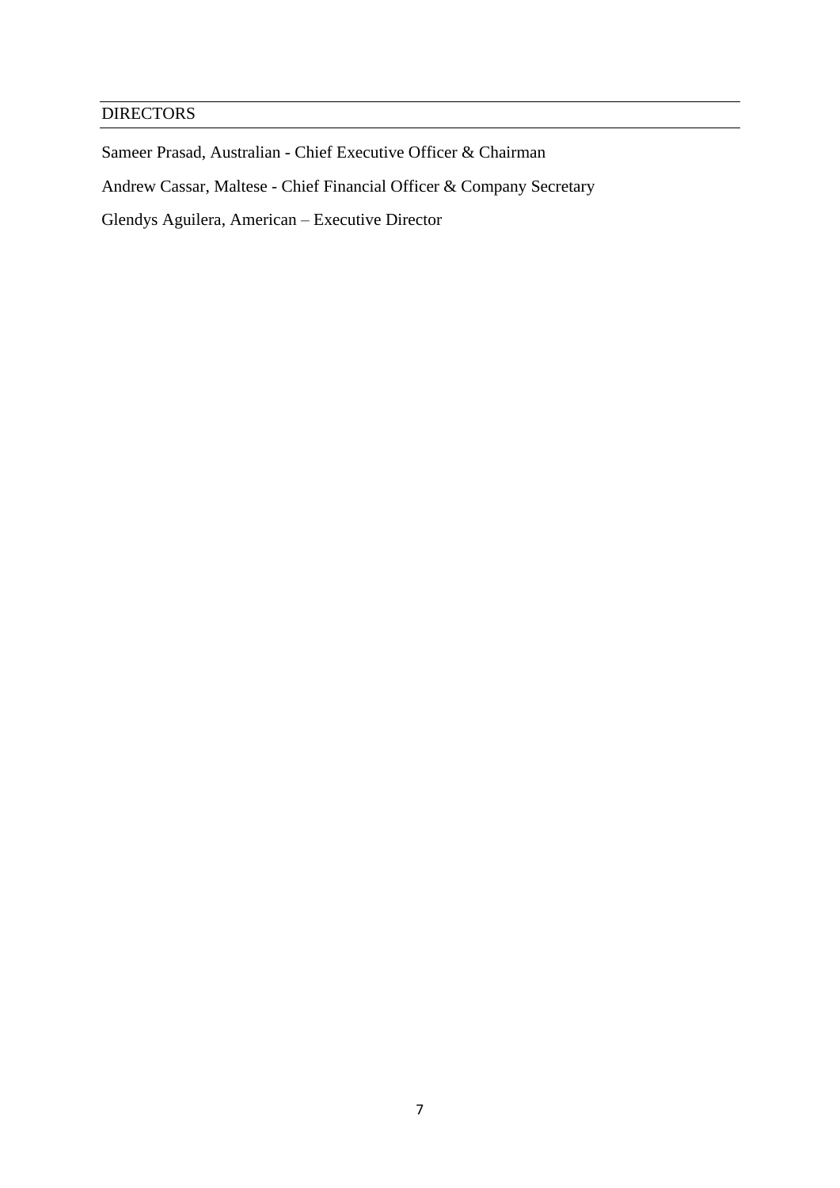## DIRECTORS

Sameer Prasad, Australian - Chief Executive Officer & Chairman

Andrew Cassar, Maltese - Chief Financial Officer & Company Secretary

Glendys Aguilera, American – Executive Director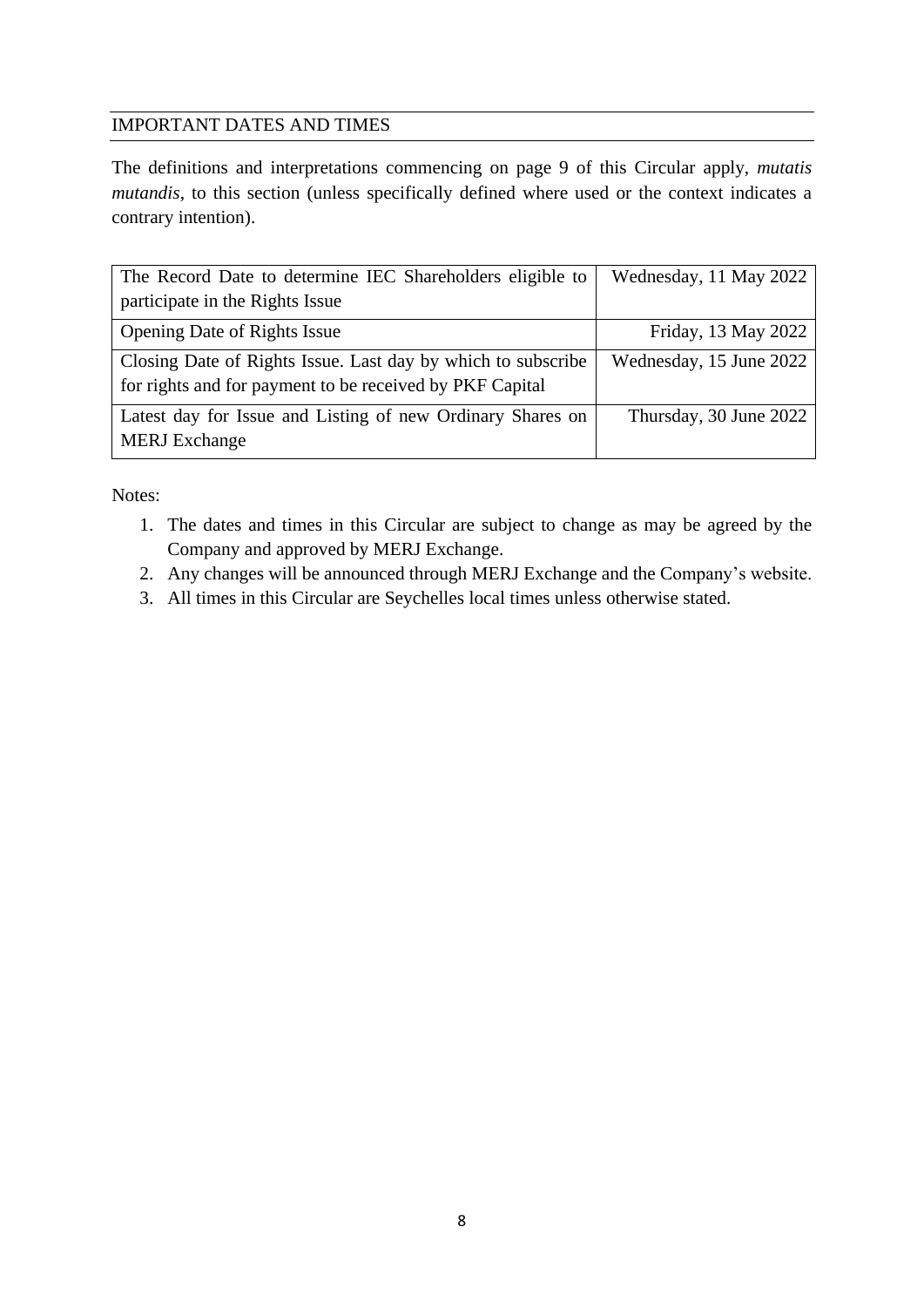## IMPORTANT DATES AND TIMES

The definitions and interpretations commencing on page 9 of this Circular apply, *mutatis mutandis*, to this section (unless specifically defined where used or the context indicates a contrary intention).

| | |
|---|---|
| The Record Date to determine IEC Shareholders eligible to participate in the Rights Issue | Wednesday, 11 May 2022 |
| Opening Date of Rights Issue | Friday, 13 May 2022 |
| Closing Date of Rights Issue. Last day by which to subscribe for rights and for payment to be received by PKF Capital | Wednesday, 15 June 2022 |
| Latest day for Issue and Listing of new Ordinary Shares on MERJ Exchange | Thursday, 30 June 2022 |

Notes:

1. The dates and times in this Circular are subject to change as may be agreed by the Company and approved by MERJ Exchange.
2. Any changes will be announced through MERJ Exchange and the Company's website.
3. All times in this Circular are Seychelles local times unless otherwise stated.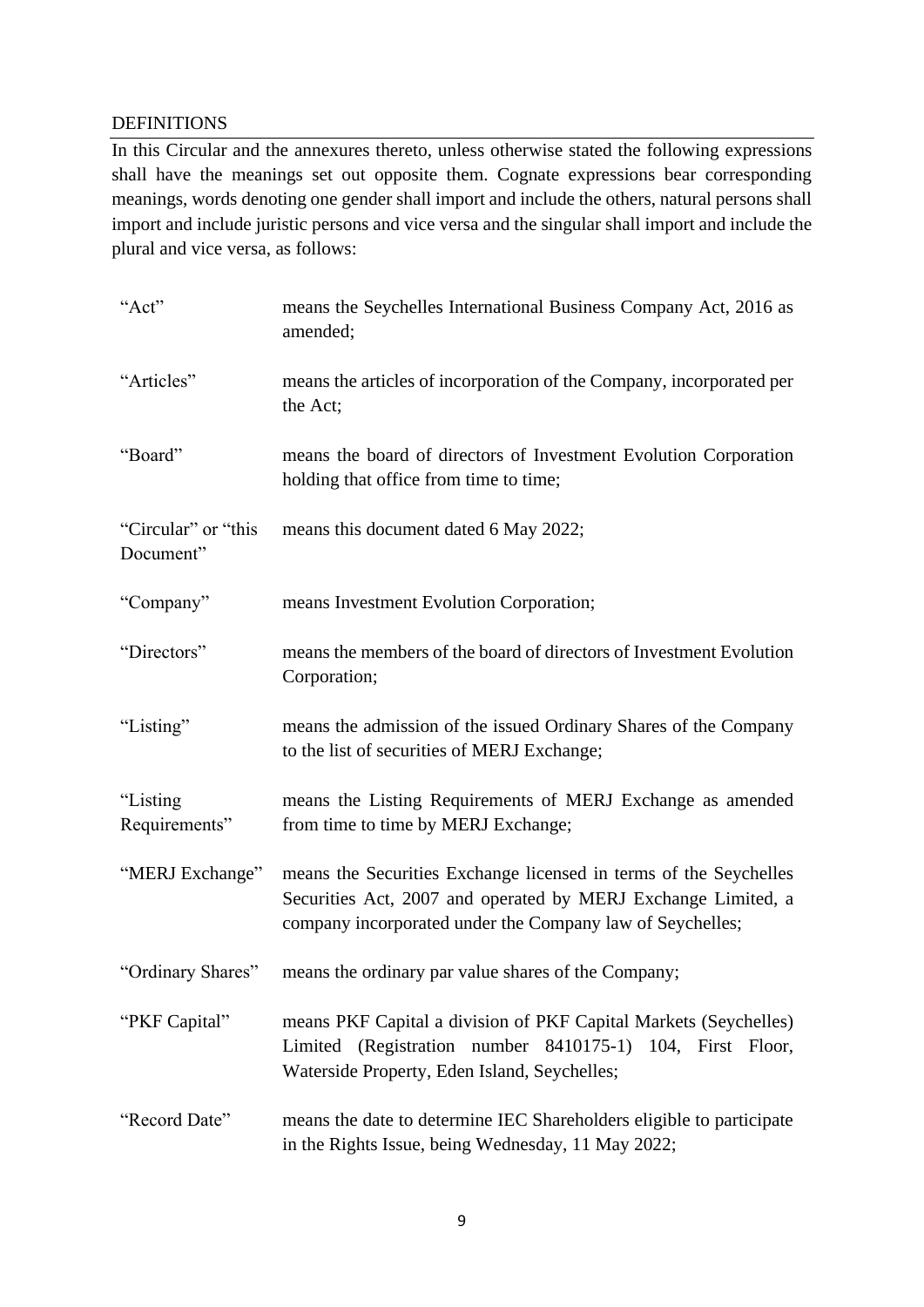## DEFINITIONS

In this Circular and the annexures thereto, unless otherwise stated the following expressions shall have the meanings set out opposite them. Cognate expressions bear corresponding meanings, words denoting one gender shall import and include the others, natural persons shall import and include juristic persons and vice versa and the singular shall import and include the plural and vice versa, as follows:

| | |
|---|---|
| "Act" | means the Seychelles International Business Company Act, 2016 as amended; |
| "Articles" | means the articles of incorporation of the Company, incorporated per the Act; |
| "Board" | means the board of directors of Investment Evolution Corporation holding that office from time to time; |
| "Circular" or "this Document" | means this document dated 6 May 2022; |
| "Company" | means Investment Evolution Corporation; |
| "Directors" | means the members of the board of directors of Investment Evolution Corporation; |
| "Listing" | means the admission of the issued Ordinary Shares of the Company to the list of securities of MERJ Exchange; |
| "Listing Requirements" | means the Listing Requirements of MERJ Exchange as amended from time to time by MERJ Exchange; |
| "MERJ Exchange" | means the Securities Exchange licensed in terms of the Seychelles Securities Act, 2007 and operated by MERJ Exchange Limited, a company incorporated under the Company law of Seychelles; |
| "Ordinary Shares" | means the ordinary par value shares of the Company; |
| "PKF Capital" | means PKF Capital a division of PKF Capital Markets (Seychelles) Limited (Registration number 8410175-1) 104, First Floor, Waterside Property, Eden Island, Seychelles; |
| "Record Date" | means the date to determine IEC Shareholders eligible to participate in the Rights Issue, being Wednesday, 11 May 2022; |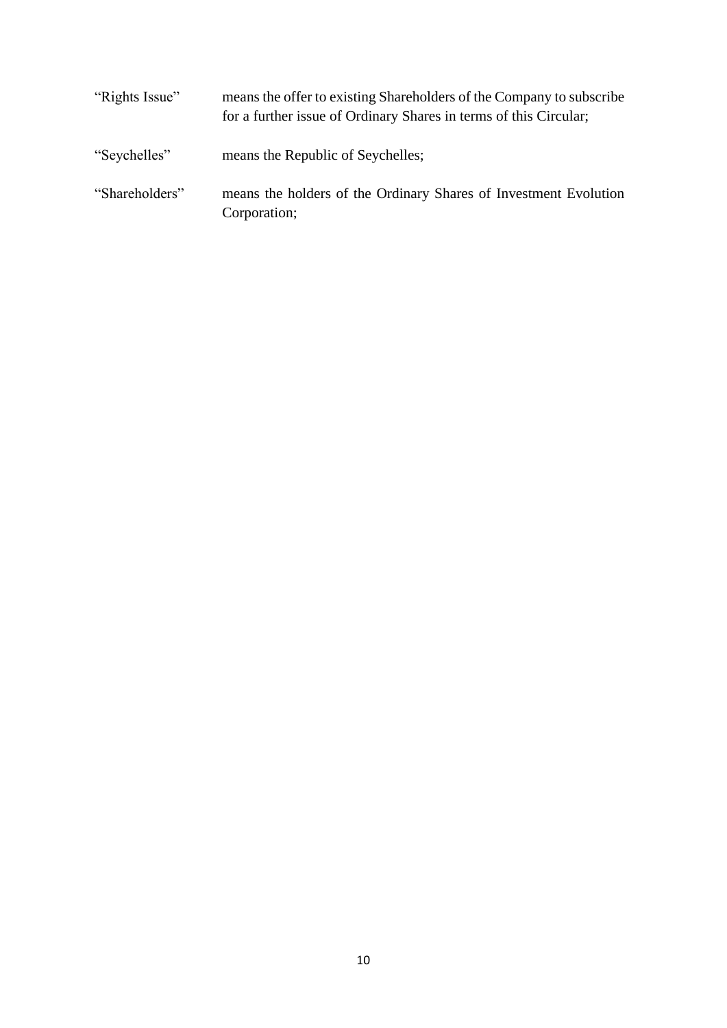| | |
|---|---|
| “Rights Issue” | means the offer to existing Shareholders of the Company to subscribe for a further issue of Ordinary Shares in terms of this Circular; |
| “Seychelles” | means the Republic of Seychelles; |
| “Shareholders” | means the holders of the Ordinary Shares of Investment Evolution Corporation; |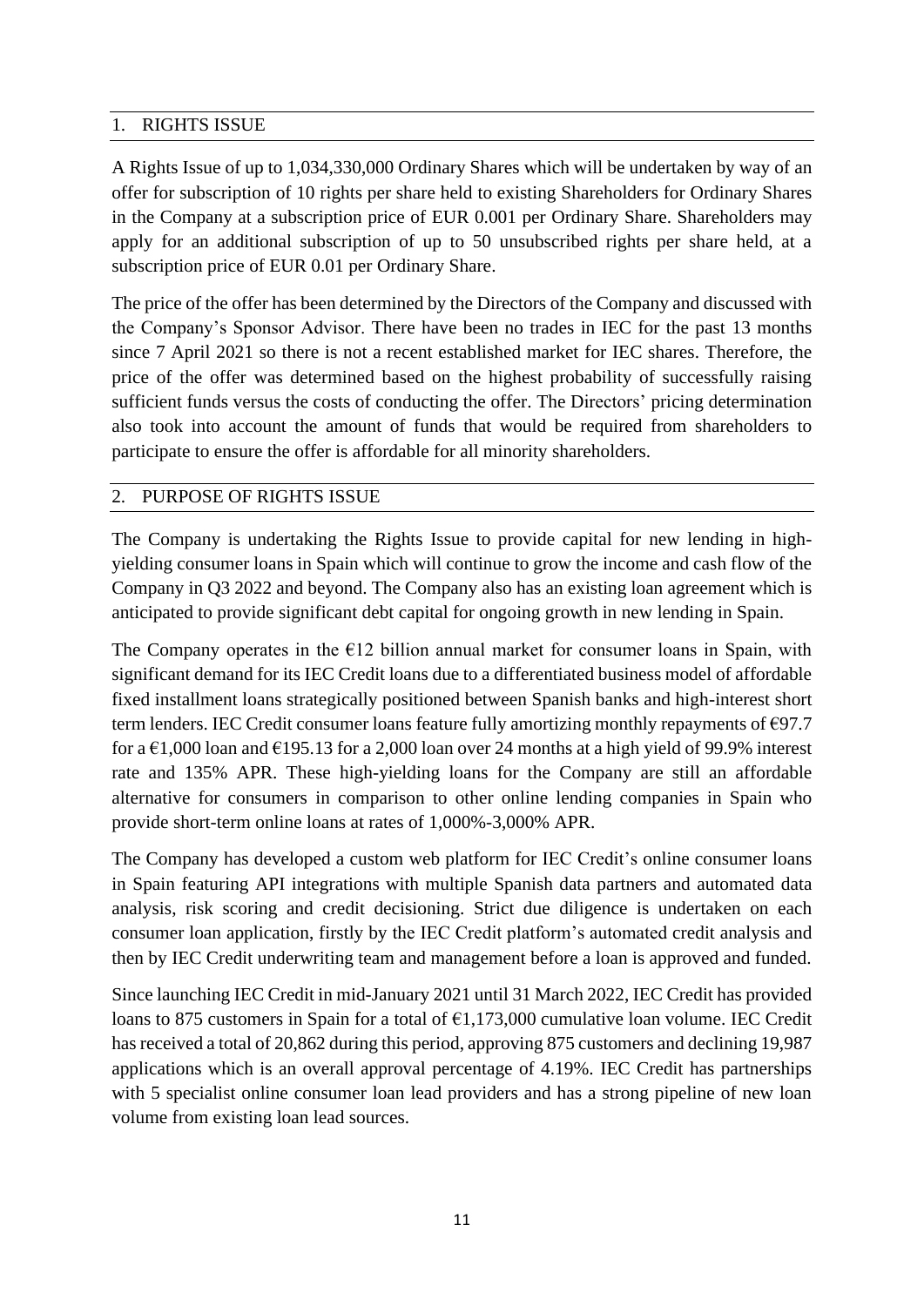## 1. RIGHTS ISSUE

A Rights Issue of up to 1,034,330,000 Ordinary Shares which will be undertaken by way of an offer for subscription of 10 rights per share held to existing Shareholders for Ordinary Shares in the Company at a subscription price of EUR 0.001 per Ordinary Share. Shareholders may apply for an additional subscription of up to 50 unsubscribed rights per share held, at a subscription price of EUR 0.01 per Ordinary Share.

The price of the offer has been determined by the Directors of the Company and discussed with the Company's Sponsor Advisor. There have been no trades in IEC for the past 13 months since 7 April 2021 so there is not a recent established market for IEC shares. Therefore, the price of the offer was determined based on the highest probability of successfully raising sufficient funds versus the costs of conducting the offer. The Directors' pricing determination also took into account the amount of funds that would be required from shareholders to participate to ensure the offer is affordable for all minority shareholders.

## 2. PURPOSE OF RIGHTS ISSUE

The Company is undertaking the Rights Issue to provide capital for new lending in high-yielding consumer loans in Spain which will continue to grow the income and cash flow of the Company in Q3 2022 and beyond. The Company also has an existing loan agreement which is anticipated to provide significant debt capital for ongoing growth in new lending in Spain.

The Company operates in the €12 billion annual market for consumer loans in Spain, with significant demand for its IEC Credit loans due to a differentiated business model of affordable fixed installment loans strategically positioned between Spanish banks and high-interest short term lenders. IEC Credit consumer loans feature fully amortizing monthly repayments of €97.7 for a €1,000 loan and €195.13 for a 2,000 loan over 24 months at a high yield of 99.9% interest rate and 135% APR. These high-yielding loans for the Company are still an affordable alternative for consumers in comparison to other online lending companies in Spain who provide short-term online loans at rates of 1,000%-3,000% APR.

The Company has developed a custom web platform for IEC Credit's online consumer loans in Spain featuring API integrations with multiple Spanish data partners and automated data analysis, risk scoring and credit decisioning. Strict due diligence is undertaken on each consumer loan application, firstly by the IEC Credit platform's automated credit analysis and then by IEC Credit underwriting team and management before a loan is approved and funded.

Since launching IEC Credit in mid-January 2021 until 31 March 2022, IEC Credit has provided loans to 875 customers in Spain for a total of €1,173,000 cumulative loan volume. IEC Credit has received a total of 20,862 during this period, approving 875 customers and declining 19,987 applications which is an overall approval percentage of 4.19%. IEC Credit has partnerships with 5 specialist online consumer loan lead providers and has a strong pipeline of new loan volume from existing loan lead sources.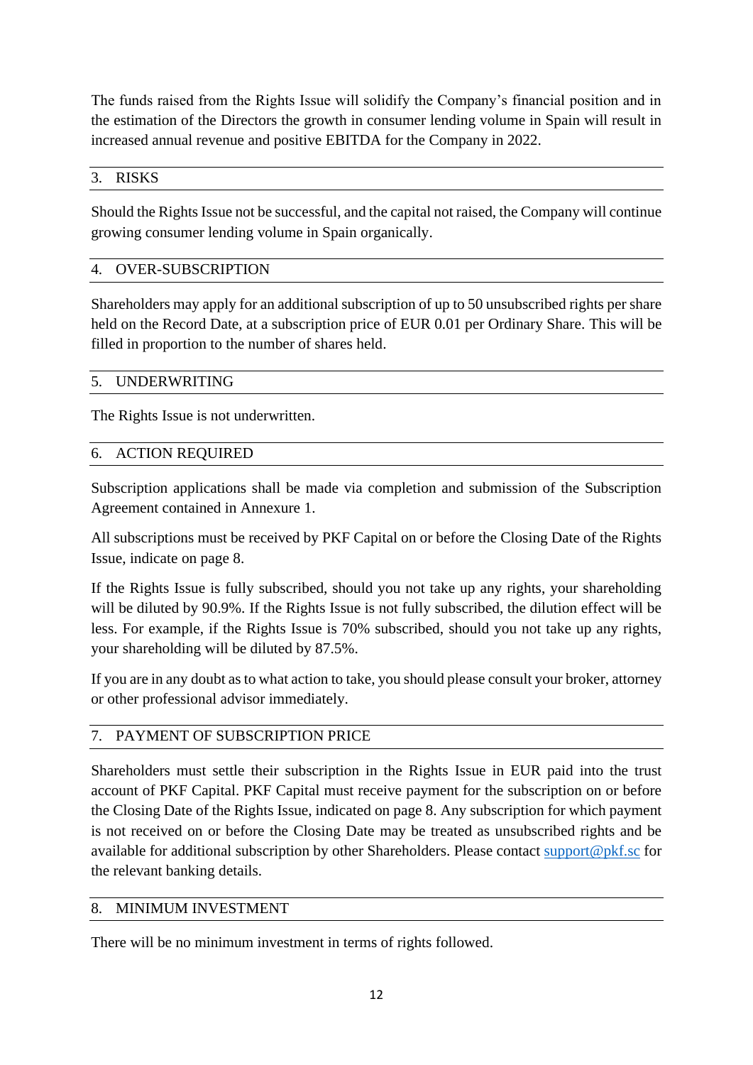The funds raised from the Rights Issue will solidify the Company's financial position and in the estimation of the Directors the growth in consumer lending volume in Spain will result in increased annual revenue and positive EBITDA for the Company in 2022.

## 3. RISKS

Should the Rights Issue not be successful, and the capital not raised, the Company will continue growing consumer lending volume in Spain organically.

## 4. OVER-SUBSCRIPTION

Shareholders may apply for an additional subscription of up to 50 unsubscribed rights per share held on the Record Date, at a subscription price of EUR 0.01 per Ordinary Share. This will be filled in proportion to the number of shares held.

## 5. UNDERWRITING

The Rights Issue is not underwritten.

## 6. ACTION REQUIRED

Subscription applications shall be made via completion and submission of the Subscription Agreement contained in Annexure 1.

All subscriptions must be received by PKF Capital on or before the Closing Date of the Rights Issue, indicate on page 8.

If the Rights Issue is fully subscribed, should you not take up any rights, your shareholding will be diluted by 90.9%. If the Rights Issue is not fully subscribed, the dilution effect will be less. For example, if the Rights Issue is 70% subscribed, should you not take up any rights, your shareholding will be diluted by 87.5%.

If you are in any doubt as to what action to take, you should please consult your broker, attorney or other professional advisor immediately.

## 7. PAYMENT OF SUBSCRIPTION PRICE

Shareholders must settle their subscription in the Rights Issue in EUR paid into the trust account of PKF Capital. PKF Capital must receive payment for the subscription on or before the Closing Date of the Rights Issue, indicated on page 8. Any subscription for which payment is not received on or before the Closing Date may be treated as unsubscribed rights and be available for additional subscription by other Shareholders. Please contact support@pkf.sc for the relevant banking details.

## 8. MINIMUM INVESTMENT

There will be no minimum investment in terms of rights followed.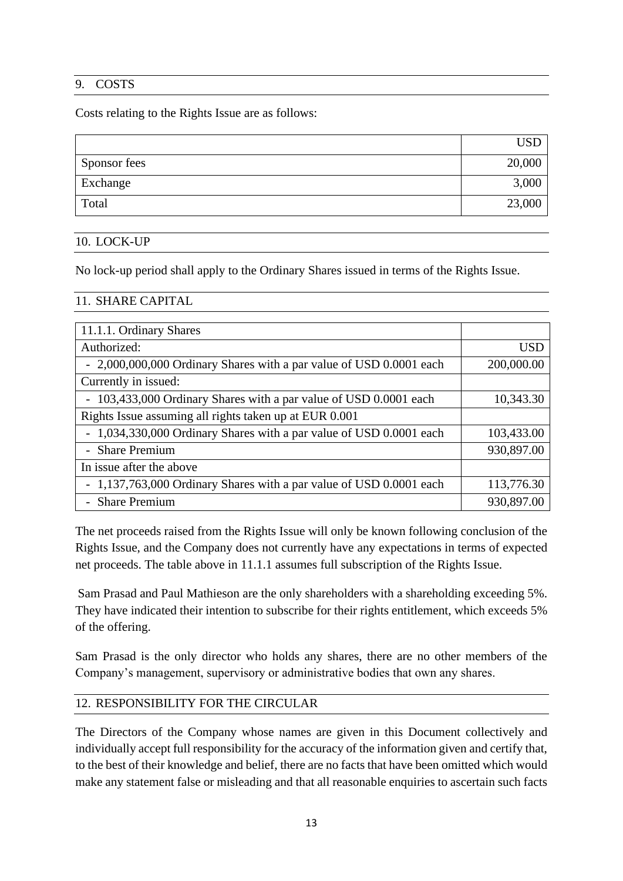## 9. COSTS

Costs relating to the Rights Issue are as follows:

| | USD |
|---|---|
| Sponsor fees | 20,000 |
| Exchange | 3,000 |
| Total | 23,000 |

## 10. LOCK-UP

No lock-up period shall apply to the Ordinary Shares issued in terms of the Rights Issue.

## 11. SHARE CAPITAL

| | |
|---|---|
| 11.1.1. Ordinary Shares | |
| Authorized: | USD |
| - 2,000,000,000 Ordinary Shares with a par value of USD 0.0001 each | 200,000.00 |
| Currently in issued: | |
| - 103,433,000 Ordinary Shares with a par value of USD 0.0001 each | 10,343.30 |
| Rights Issue assuming all rights taken up at EUR 0.001 | |
| - 1,034,330,000 Ordinary Shares with a par value of USD 0.0001 each | 103,433.00 |
| - Share Premium | 930,897.00 |
| In issue after the above | |
| - 1,137,763,000 Ordinary Shares with a par value of USD 0.0001 each | 113,776.30 |
| - Share Premium | 930,897.00 |

The net proceeds raised from the Rights Issue will only be known following conclusion of the Rights Issue, and the Company does not currently have any expectations in terms of expected net proceeds. The table above in 11.1.1 assumes full subscription of the Rights Issue.

Sam Prasad and Paul Mathieson are the only shareholders with a shareholding exceeding 5%. They have indicated their intention to subscribe for their rights entitlement, which exceeds 5% of the offering.

Sam Prasad is the only director who holds any shares, there are no other members of the Company's management, supervisory or administrative bodies that own any shares.

## 12. RESPONSIBILITY FOR THE CIRCULAR

The Directors of the Company whose names are given in this Document collectively and individually accept full responsibility for the accuracy of the information given and certify that, to the best of their knowledge and belief, there are no facts that have been omitted which would make any statement false or misleading and that all reasonable enquiries to ascertain such facts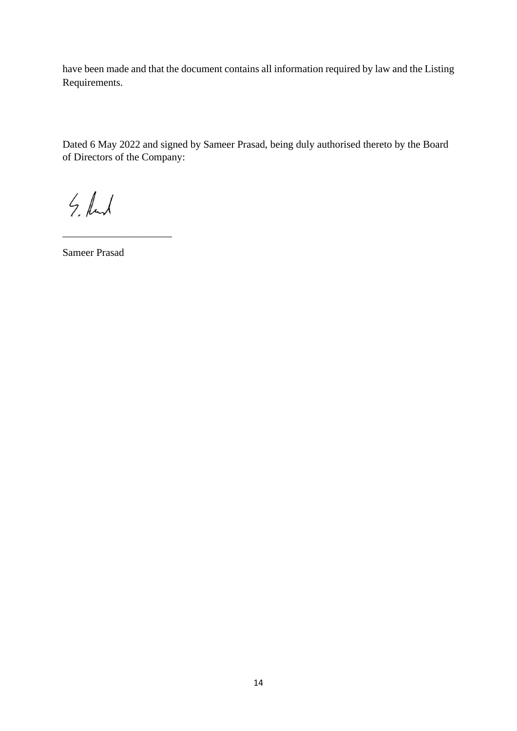have been made and that the document contains all information required by law and the Listing Requirements.

Dated 6 May 2022 and signed by Sameer Prasad, being duly authorised thereto by the Board of Directors of the Company:

\_\_\_\_\_\_\_\_\_\_\_\_\_\_\_\_\_\_\_\_\_

Sameer Prasad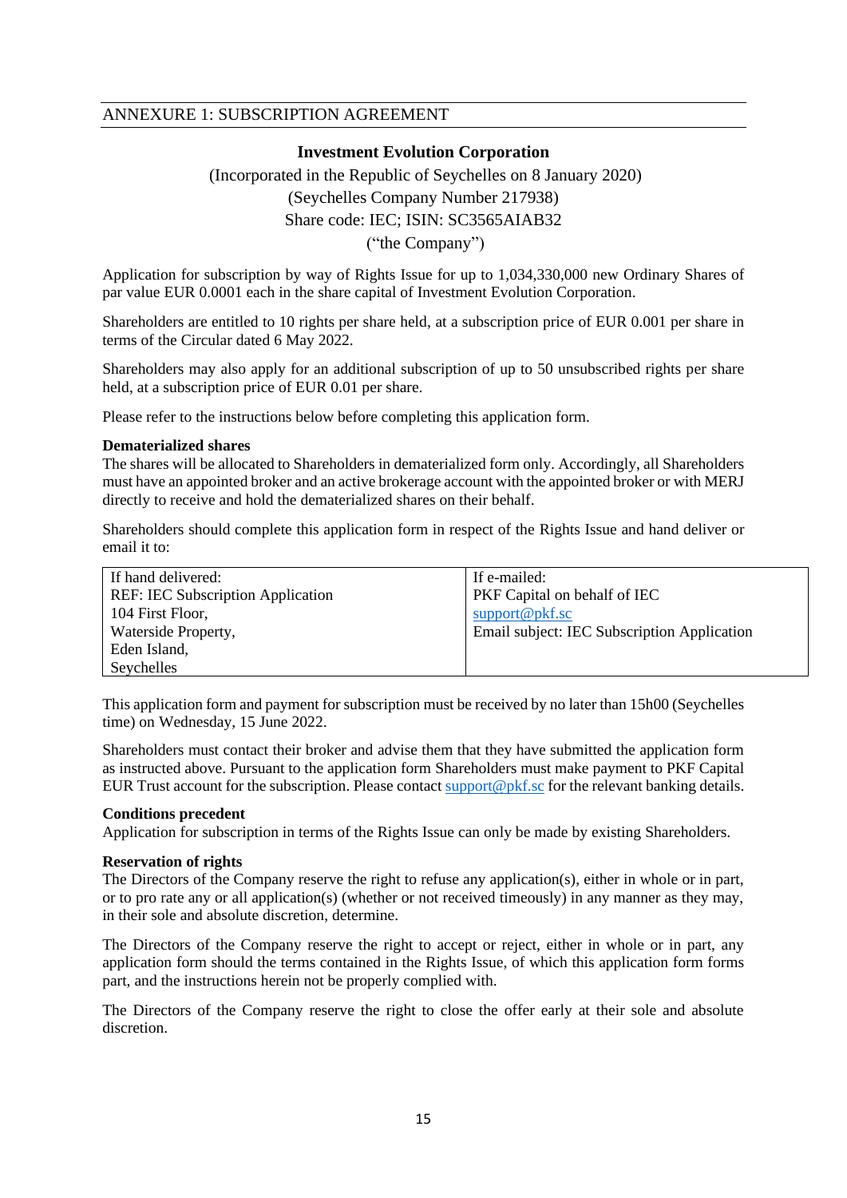## ANNEXURE 1: SUBSCRIPTION AGREEMENT

**Investment Evolution Corporation**

(Incorporated in the Republic of Seychelles on 8 January 2020)
(Seychelles Company Number 217938)
Share code: IEC; ISIN: SC3565AIAB32
("the Company")

Application for subscription by way of Rights Issue for up to 1,034,330,000 new Ordinary Shares of par value EUR 0.0001 each in the share capital of Investment Evolution Corporation.

Shareholders are entitled to 10 rights per share held, at a subscription price of EUR 0.001 per share in terms of the Circular dated 6 May 2022.

Shareholders may also apply for an additional subscription of up to 50 unsubscribed rights per share held, at a subscription price of EUR 0.01 per share.

Please refer to the instructions below before completing this application form.

**Dematerialized shares**

The shares will be allocated to Shareholders in dematerialized form only. Accordingly, all Shareholders must have an appointed broker and an active brokerage account with the appointed broker or with MERJ directly to receive and hold the dematerialized shares on their behalf.

Shareholders should complete this application form in respect of the Rights Issue and hand deliver or email it to:

| | |
|---|---|
| If hand delivered:<br>REF: IEC Subscription Application<br>104 First Floor,<br>Waterside Property,<br>Eden Island,<br>Seychelles | If e-mailed:<br>PKF Capital on behalf of IEC<br>support@pkf.sc<br>Email subject: IEC Subscription Application |

This application form and payment for subscription must be received by no later than 15h00 (Seychelles time) on Wednesday, 15 June 2022.

Shareholders must contact their broker and advise them that they have submitted the application form as instructed above. Pursuant to the application form Shareholders must make payment to PKF Capital EUR Trust account for the subscription. Please contact support@pkf.sc for the relevant banking details.

**Conditions precedent**

Application for subscription in terms of the Rights Issue can only be made by existing Shareholders.

**Reservation of rights**

The Directors of the Company reserve the right to refuse any application(s), either in whole or in part, or to pro rate any or all application(s) (whether or not received timeously) in any manner as they may, in their sole and absolute discretion, determine.

The Directors of the Company reserve the right to accept or reject, either in whole or in part, any application form should the terms contained in the Rights Issue, of which this application form forms part, and the instructions herein not be properly complied with.

The Directors of the Company reserve the right to close the offer early at their sole and absolute discretion.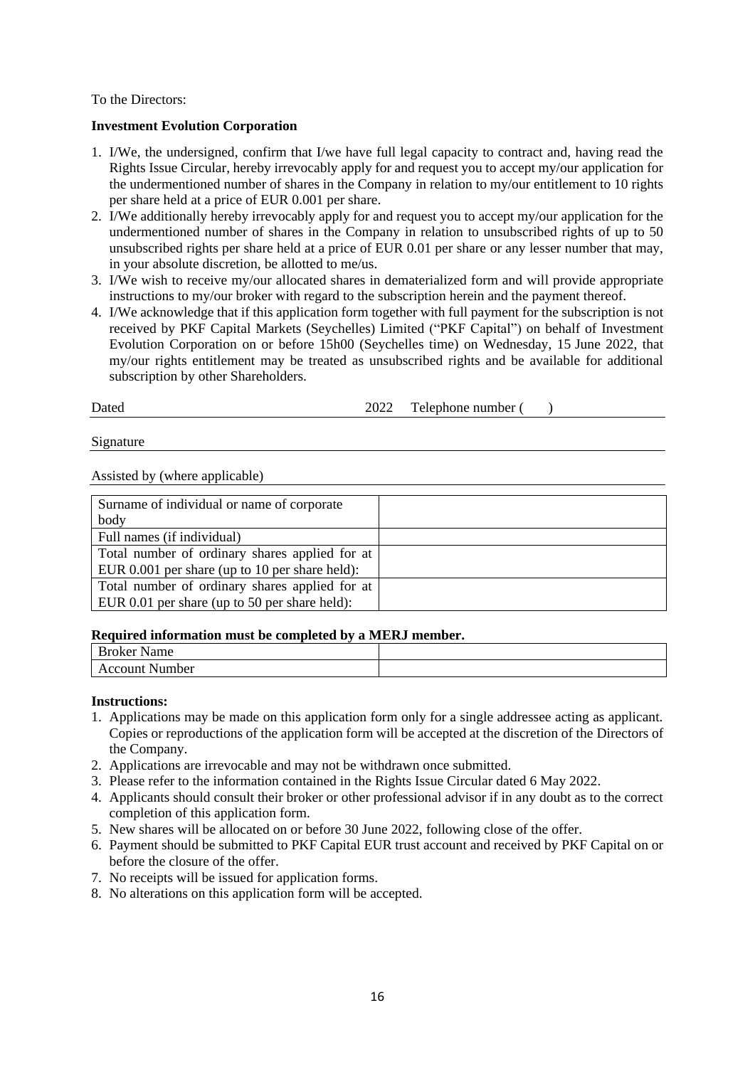To the Directors:

**Investment Evolution Corporation**

1. I/We, the undersigned, confirm that I/we have full legal capacity to contract and, having read the Rights Issue Circular, hereby irrevocably apply for and request you to accept my/our application for the undermentioned number of shares in the Company in relation to my/our entitlement to 10 rights per share held at a price of EUR 0.001 per share.
2. I/We additionally hereby irrevocably apply for and request you to accept my/our application for the undermentioned number of shares in the Company in relation to unsubscribed rights of up to 50 unsubscribed rights per share held at a price of EUR 0.01 per share or any lesser number that may, in your absolute discretion, be allotted to me/us.
3. I/We wish to receive my/our allocated shares in dematerialized form and will provide appropriate instructions to my/our broker with regard to the subscription herein and the payment thereof.
4. I/We acknowledge that if this application form together with full payment for the subscription is not received by PKF Capital Markets (Seychelles) Limited ("PKF Capital") on behalf of Investment Evolution Corporation on or before 15h00 (Seychelles time) on Wednesday, 15 June 2022, that my/our rights entitlement may be treated as unsubscribed rights and be available for additional subscription by other Shareholders.

Dated \_\_\_\_\_\_\_\_\_\_\_\_ 2022 Telephone number ( ) \_\_\_\_\_\_\_\_\_\_\_\_

Signature \_\_\_\_\_\_\_\_\_\_\_\_

Assisted by (where applicable) \_\_\_\_\_\_\_\_\_\_\_\_

| | |
|---|---|
| Surname of individual or name of corporate body | |
| Full names (if individual) | |
| Total number of ordinary shares applied for at EUR 0.001 per share (up to 10 per share held): | |
| Total number of ordinary shares applied for at EUR 0.01 per share (up to 50 per share held): | |

**Required information must be completed by a MERJ member.**

| | |
|---|---|
| Broker Name | |
| Account Number | |

**Instructions:**

1. Applications may be made on this application form only for a single addressee acting as applicant. Copies or reproductions of the application form will be accepted at the discretion of the Directors of the Company.
2. Applications are irrevocable and may not be withdrawn once submitted.
3. Please refer to the information contained in the Rights Issue Circular dated 6 May 2022.
4. Applicants should consult their broker or other professional advisor if in any doubt as to the correct completion of this application form.
5. New shares will be allocated on or before 30 June 2022, following close of the offer.
6. Payment should be submitted to PKF Capital EUR trust account and received by PKF Capital on or before the closure of the offer.
7. No receipts will be issued for application forms.
8. No alterations on this application form will be accepted.